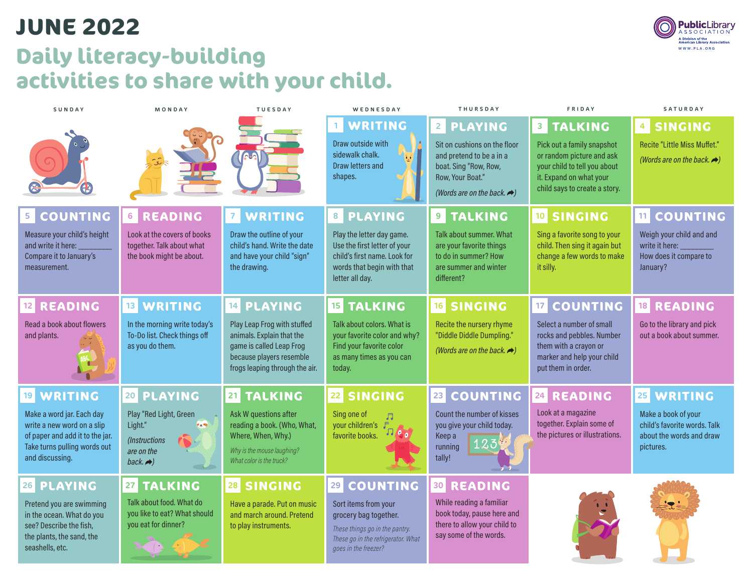# JUNE 2022

## Daily literacy-building activities to share with your child.

Public Library Association — A Division of the American Library Association — WWW.PLA.ORG

| SUNDAY | MONDAY | TUESDAY | WEDNESDAY | THURSDAY | FRIDAY | SATURDAY |
|---|---|---|---|---|---|---|
| | | | **1 WRITING** Draw outside with sidewalk chalk. Draw letters and shapes. | **2 PLAYING** Sit on cushions on the floor and pretend to be a in a boat. Sing "Row, Row, Row, Your Boat." *(Words are on the back.)* | **3 TALKING** Pick out a family snapshot or random picture and ask your child to tell you about it. Expand on what your child says to create a story. | **4 SINGING** Recite "Little Miss Muffet." *(Words are on the back.)* |
| **5 COUNTING** Measure your child's height and write it here: _________ Compare it to January's measurement. | **6 READING** Look at the covers of books together. Talk about what the book might be about. | **7 WRITING** Draw the outline of your child's hand. Write the date and have your child "sign" the drawing. | **8 PLAYING** Play the letter day game. Use the first letter of your child's first name. Look for words that begin with that letter all day. | **9 TALKING** Talk about summer. What are your favorite things to do in summer? How are summer and winter different? | **10 SINGING** Sing a favorite song to your child. Then sing it again but change a few words to make it silly. | **11 COUNTING** Weigh your child and and write it here: _________ How does it compare to January? |
| **12 READING** Read a book about flowers and plants. | **13 WRITING** In the morning write today's To-Do list. Check things off as you do them. | **14 PLAYING** Play Leap Frog with stuffed animals. Explain that the game is called Leap Frog because players resemble frogs leaping through the air. | **15 TALKING** Talk about colors. What is your favorite color and why? Find your favorite color as many times as you can today. | **16 SINGING** Recite the nursery rhyme "Diddle Diddle Dumpling." *(Words are on the back.)* | **17 COUNTING** Select a number of small rocks and pebbles. Number them with a crayon or marker and help your child put them in order. | **18 READING** Go to the library and pick out a book about summer. |
| **19 WRITING** Make a word jar. Each day write a new word on a slip of paper and add it to the jar. Take turns pulling words out and discussing. | **20 PLAYING** Play "Red Light, Green Light." *(Instructions are on the back.)* | **21 TALKING** Ask W questions after reading a book. (Who, What, Where, When, Why.) *Why is the mouse laughing? What color is the truck?* | **22 SINGING** Sing one of your children's favorite books. | **23 COUNTING** Count the number of kisses you give your child today. Keep a running tally! | **24 READING** Look at a magazine together. Explain some of the pictures or illustrations. | **25 WRITING** Make a book of your child's favorite words. Talk about the words and draw pictures. |
| **26 PLAYING** Pretend you are swimming in the ocean. What do you see? Describe the fish, the plants, the sand, the seashells, etc. | **27 TALKING** Talk about food. What do you like to eat? What should you eat for dinner? | **28 SINGING** Have a parade. Put on music and march around. Pretend to play instruments. | **29 COUNTING** Sort items from your grocery bag together. *These things go in the pantry. These go in the refrigerator. What goes in the freezer?* | **30 READING** While reading a familiar book today, pause here and there to allow your child to say some of the words. | | |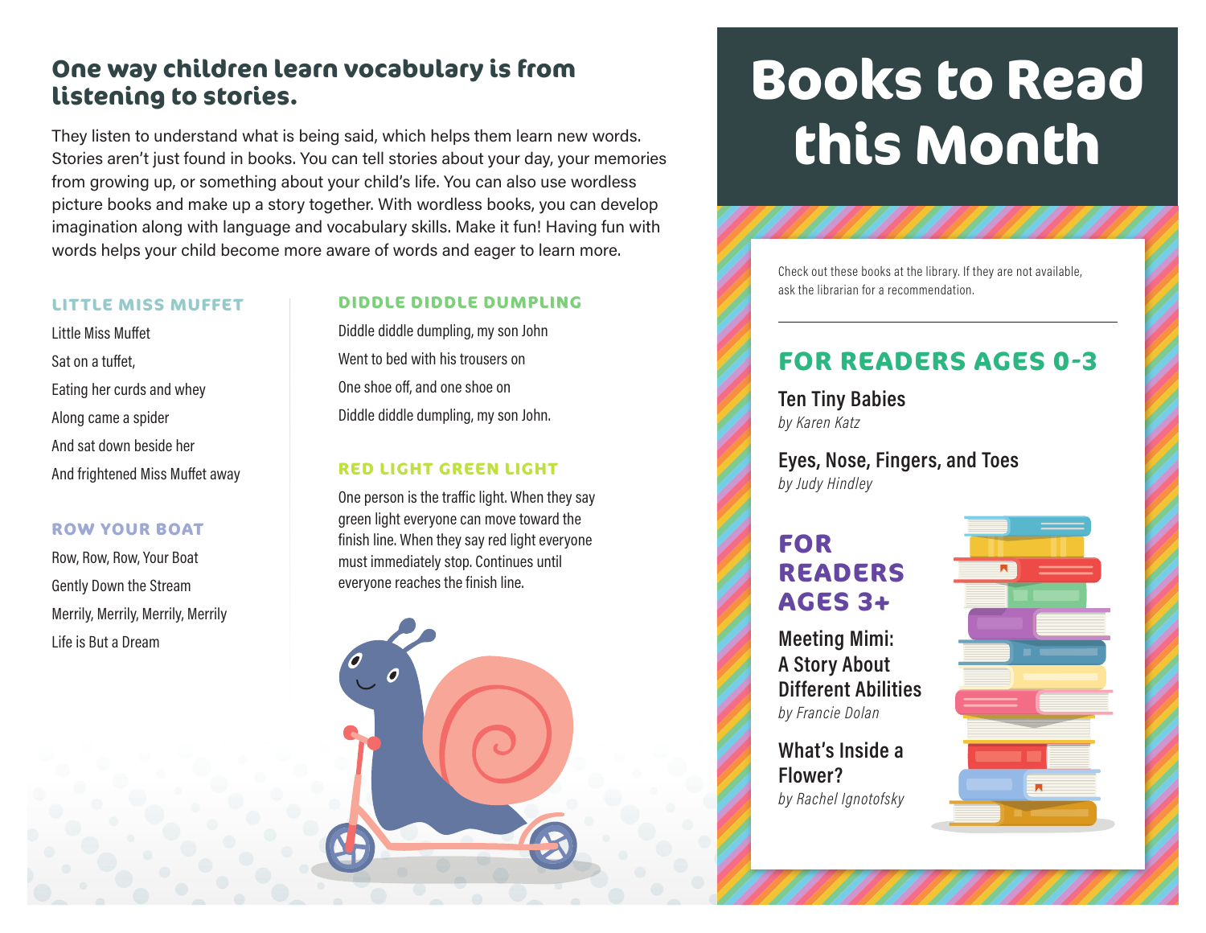## One way children learn vocabulary is from listening to stories.

They listen to understand what is being said, which helps them learn new words. Stories aren't just found in books. You can tell stories about your day, your memories from growing up, or something about your child's life. You can also use wordless picture books and make up a story together. With wordless books, you can develop imagination along with language and vocabulary skills. Make it fun! Having fun with words helps your child become more aware of words and eager to learn more.

### LITTLE MISS MUFFET

Little Miss Muffet
Sat on a tuffet,
Eating her curds and whey
Along came a spider
And sat down beside her
And frightened Miss Muffet away

### ROW YOUR BOAT

Row, Row, Row, Your Boat
Gently Down the Stream
Merrily, Merrily, Merrily, Merrily
Life is But a Dream

### DIDDLE DIDDLE DUMPLING

Diddle diddle dumpling, my son John
Went to bed with his trousers on
One shoe off, and one shoe on
Diddle diddle dumpling, my son John.

### RED LIGHT GREEN LIGHT

One person is the traffic light. When they say green light everyone can move toward the finish line. When they say red light everyone must immediately stop. Continues until everyone reaches the finish line.

# Books to Read this Month

Check out these books at the library. If they are not available, ask the librarian for a recommendation.

## FOR READERS AGES 0-3

**Ten Tiny Babies**
*by Karen Katz*

**Eyes, Nose, Fingers, and Toes**
*by Judy Hindley*

## FOR READERS AGES 3+

**Meeting Mimi: A Story About Different Abilities**
*by Francie Dolan*

**What's Inside a Flower?**
*by Rachel Ignotofsky*